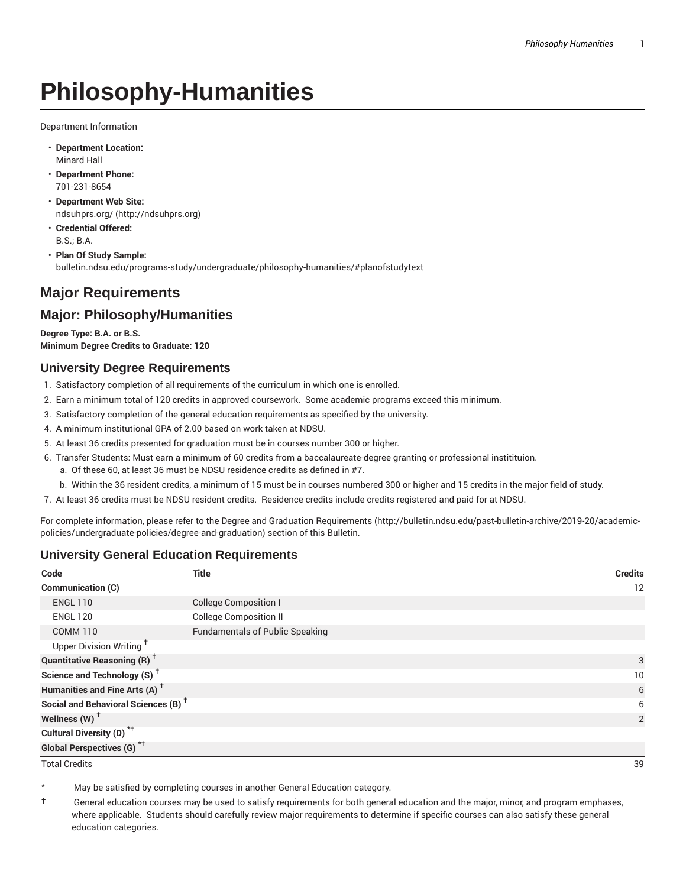# Philosophy-Humanities

Department Information

- **Department Location:**
  Minard Hall
- **Department Phone:**
  701-231-8654
- **Department Web Site:**
  ndsuhprs.org/ (http://ndsuhprs.org)
- **Credential Offered:**
  B.S.; B.A.
- **Plan Of Study Sample:**
  bulletin.ndsu.edu/programs-study/undergraduate/philosophy-humanities/#planofstudytext

## Major Requirements

## Major: Philosophy/Humanities

**Degree Type: B.A. or B.S.**
**Minimum Degree Credits to Graduate: 120**

### University Degree Requirements

1. Satisfactory completion of all requirements of the curriculum in which one is enrolled.
2. Earn a minimum total of 120 credits in approved coursework. Some academic programs exceed this minimum.
3. Satisfactory completion of the general education requirements as specified by the university.
4. A minimum institutional GPA of 2.00 based on work taken at NDSU.
5. At least 36 credits presented for graduation must be in courses number 300 or higher.
6. Transfer Students: Must earn a minimum of 60 credits from a baccalaureate-degree granting or professional institituion.
   a. Of these 60, at least 36 must be NDSU residence credits as defined in #7.
   b. Within the 36 resident credits, a minimum of 15 must be in courses numbered 300 or higher and 15 credits in the major field of study.
7. At least 36 credits must be NDSU resident credits. Residence credits include credits registered and paid for at NDSU.

For complete information, please refer to the Degree and Graduation Requirements (http://bulletin.ndsu.edu/past-bulletin-archive/2019-20/academic-policies/undergraduate-policies/degree-and-graduation) section of this Bulletin.

### University General Education Requirements

| Code | Title | Credits |
|---|---|---|
| **Communication (C)** | | 12 |
| ENGL 110 | College Composition I | |
| ENGL 120 | College Composition II | |
| COMM 110 | Fundamentals of Public Speaking | |
| Upper Division Writing † | | |
| **Quantitative Reasoning (R) †** | | 3 |
| **Science and Technology (S) †** | | 10 |
| **Humanities and Fine Arts (A) †** | | 6 |
| **Social and Behavioral Sciences (B) †** | | 6 |
| **Wellness (W) †** | | 2 |
| **Cultural Diversity (D) *†** | | |
| **Global Perspectives (G) *†** | | |
| Total Credits | | 39 |

\* May be satisfied by completing courses in another General Education category.

† General education courses may be used to satisfy requirements for both general education and the major, minor, and program emphases, where applicable. Students should carefully review major requirements to determine if specific courses can also satisfy these general education categories.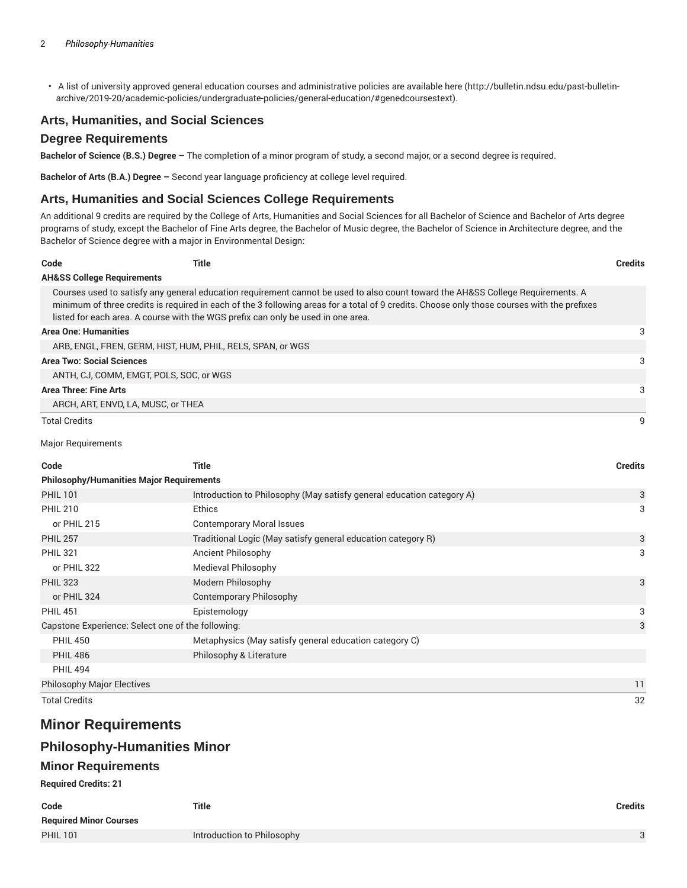- A list of university approved general education courses and administrative policies are available here (http://bulletin.ndsu.edu/past-bulletin-archive/2019-20/academic-policies/undergraduate-policies/general-education/#genedcoursestext).

## Arts, Humanities, and Social Sciences

### Degree Requirements

**Bachelor of Science (B.S.) Degree –** The completion of a minor program of study, a second major, or a second degree is required.

**Bachelor of Arts (B.A.) Degree –** Second year language proficiency at college level required.

### Arts, Humanities and Social Sciences College Requirements

An additional 9 credits are required by the College of Arts, Humanities and Social Sciences for all Bachelor of Science and Bachelor of Arts degree programs of study, except the Bachelor of Fine Arts degree, the Bachelor of Music degree, the Bachelor of Science in Architecture degree, and the Bachelor of Science degree with a major in Environmental Design:

| Code | Title | Credits |
|---|---|---|
| **AH&SS College Requirements** | | |
| Courses used to satisfy any general education requirement cannot be used to also count toward the AH&SS College Requirements. A minimum of three credits is required in each of the 3 following areas for a total of 9 credits. Choose only those courses with the prefixes listed for each area. A course with the WGS prefix can only be used in one area. | | |
| **Area One: Humanities** | | 3 |
| ARB, ENGL, FREN, GERM, HIST, HUM, PHIL, RELS, SPAN, or WGS | | |
| **Area Two: Social Sciences** | | 3 |
| ANTH, CJ, COMM, EMGT, POLS, SOC, or WGS | | |
| **Area Three: Fine Arts** | | 3 |
| ARCH, ART, ENVD, LA, MUSC, or THEA | | |
| Total Credits | | 9 |

Major Requirements

| Code | Title | Credits |
|---|---|---|
| **Philosophy/Humanities Major Requirements** | | |
| PHIL 101 | Introduction to Philosophy (May satisfy general education category A) | 3 |
| PHIL 210 | Ethics | 3 |
| or PHIL 215 | Contemporary Moral Issues | |
| PHIL 257 | Traditional Logic (May satisfy general education category R) | 3 |
| PHIL 321 | Ancient Philosophy | 3 |
| or PHIL 322 | Medieval Philosophy | |
| PHIL 323 | Modern Philosophy | 3 |
| or PHIL 324 | Contemporary Philosophy | |
| PHIL 451 | Epistemology | 3 |
| Capstone Experience: Select one of the following: | | 3 |
| PHIL 450 | Metaphysics (May satisfy general education category C) | |
| PHIL 486 | Philosophy & Literature | |
| PHIL 494 | | |
| Philosophy Major Electives | | 11 |
| Total Credits | | 32 |

## Minor Requirements

## Philosophy-Humanities Minor

### Minor Requirements

**Required Credits: 21**

| Code | Title | Credits |
|---|---|---|
| **Required Minor Courses** | | |
| PHIL 101 | Introduction to Philosophy | 3 |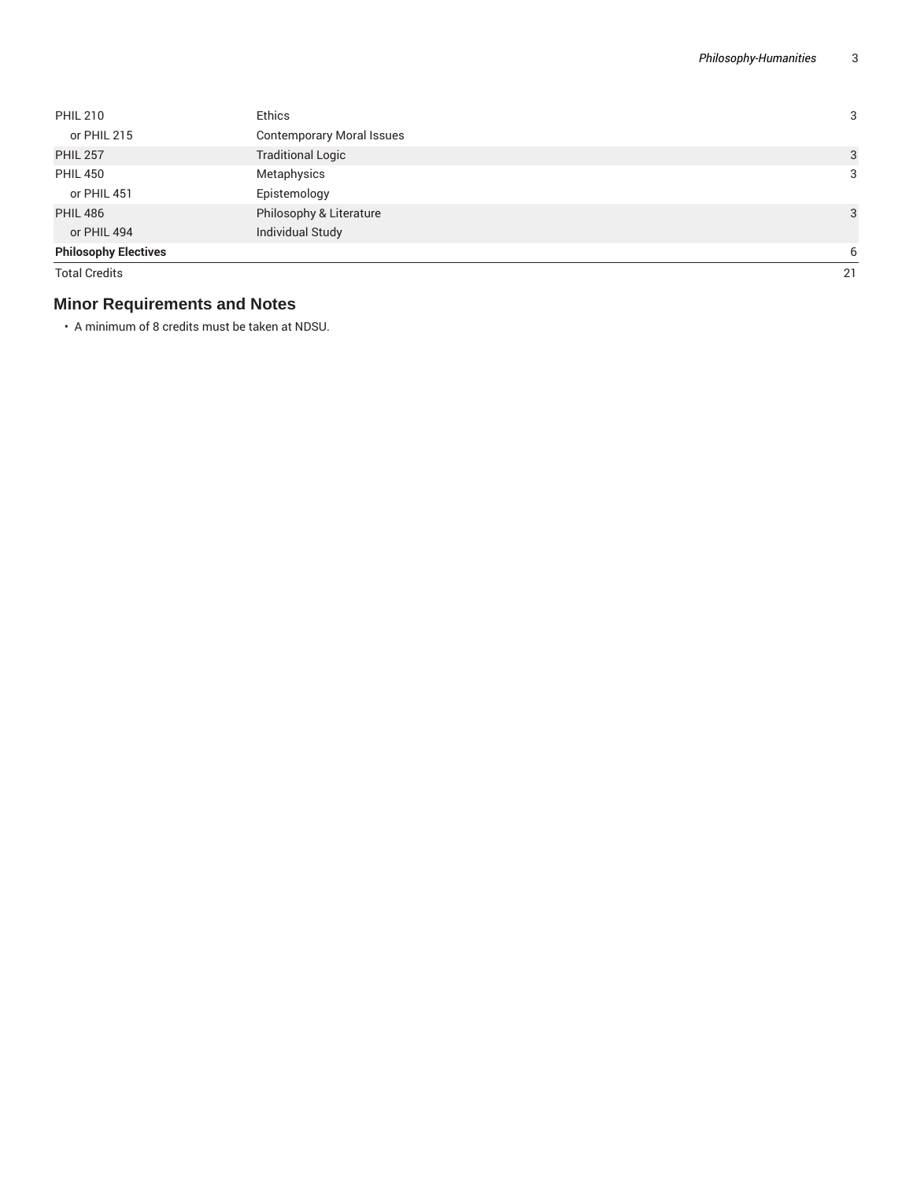| | | |
|---|---|---|
| PHIL 210 | Ethics | 3 |
| or PHIL 215 | Contemporary Moral Issues | |
| PHIL 257 | Traditional Logic | 3 |
| PHIL 450 | Metaphysics | 3 |
| or PHIL 451 | Epistemology | |
| PHIL 486 | Philosophy & Literature | 3 |
| or PHIL 494 | Individual Study | |
| **Philosophy Electives** | | 6 |
| Total Credits | | 21 |

## Minor Requirements and Notes

- A minimum of 8 credits must be taken at NDSU.